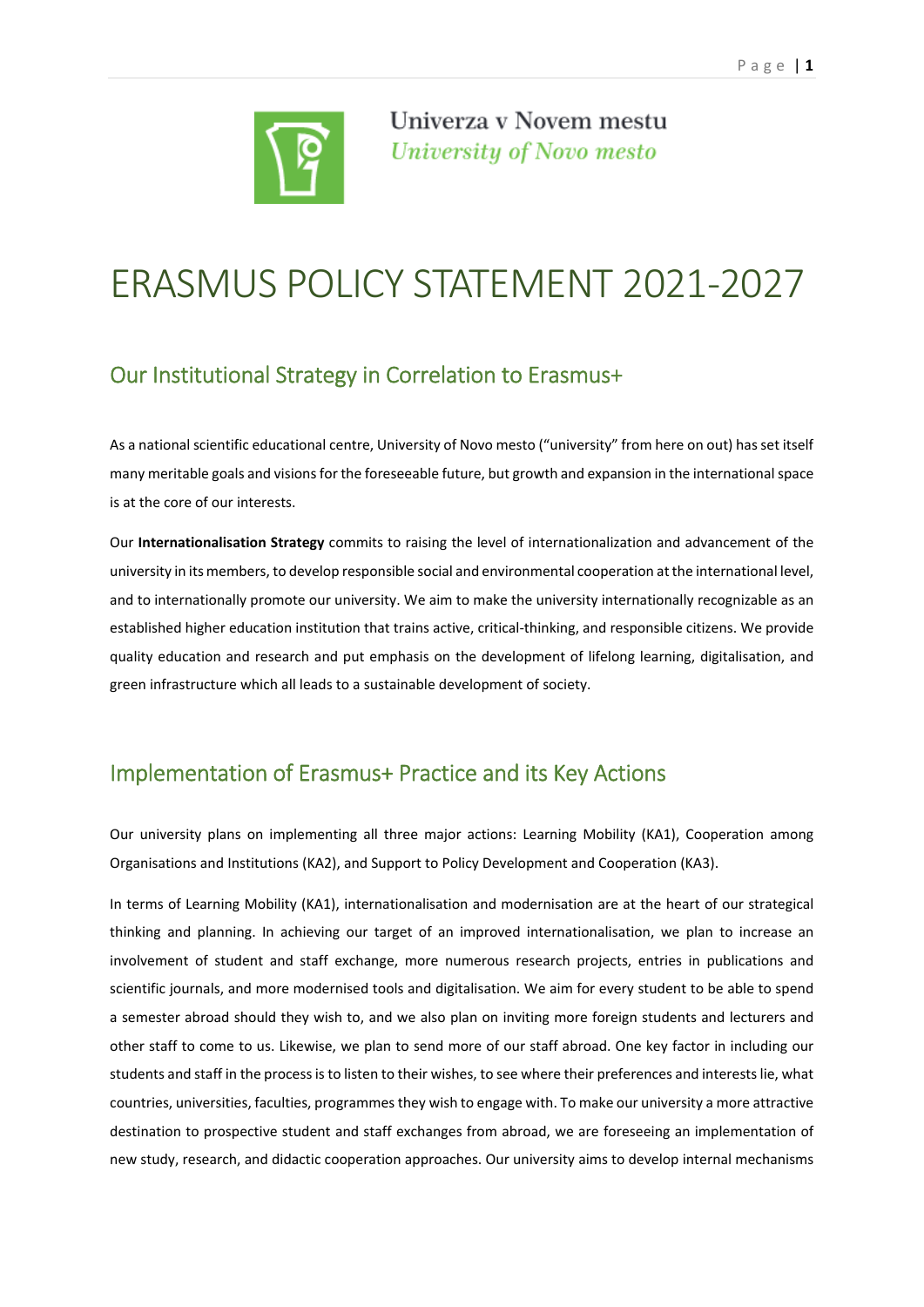Univerza v Novem mestu
*University of Novo mesto*

# ERASMUS POLICY STATEMENT 2021-2027

## Our Institutional Strategy in Correlation to Erasmus+

As a national scientific educational centre, University of Novo mesto ("university" from here on out) has set itself many meritable goals and visions for the foreseeable future, but growth and expansion in the international space is at the core of our interests.

Our **Internationalisation Strategy** commits to raising the level of internationalization and advancement of the university in its members, to develop responsible social and environmental cooperation at the international level, and to internationally promote our university. We aim to make the university internationally recognizable as an established higher education institution that trains active, critical-thinking, and responsible citizens. We provide quality education and research and put emphasis on the development of lifelong learning, digitalisation, and green infrastructure which all leads to a sustainable development of society.

## Implementation of Erasmus+ Practice and its Key Actions

Our university plans on implementing all three major actions: Learning Mobility (KA1), Cooperation among Organisations and Institutions (KA2), and Support to Policy Development and Cooperation (KA3).

In terms of Learning Mobility (KA1), internationalisation and modernisation are at the heart of our strategical thinking and planning. In achieving our target of an improved internationalisation, we plan to increase an involvement of student and staff exchange, more numerous research projects, entries in publications and scientific journals, and more modernised tools and digitalisation. We aim for every student to be able to spend a semester abroad should they wish to, and we also plan on inviting more foreign students and lecturers and other staff to come to us. Likewise, we plan to send more of our staff abroad. One key factor in including our students and staff in the process is to listen to their wishes, to see where their preferences and interests lie, what countries, universities, faculties, programmes they wish to engage with. To make our university a more attractive destination to prospective student and staff exchanges from abroad, we are foreseeing an implementation of new study, research, and didactic cooperation approaches. Our university aims to develop internal mechanisms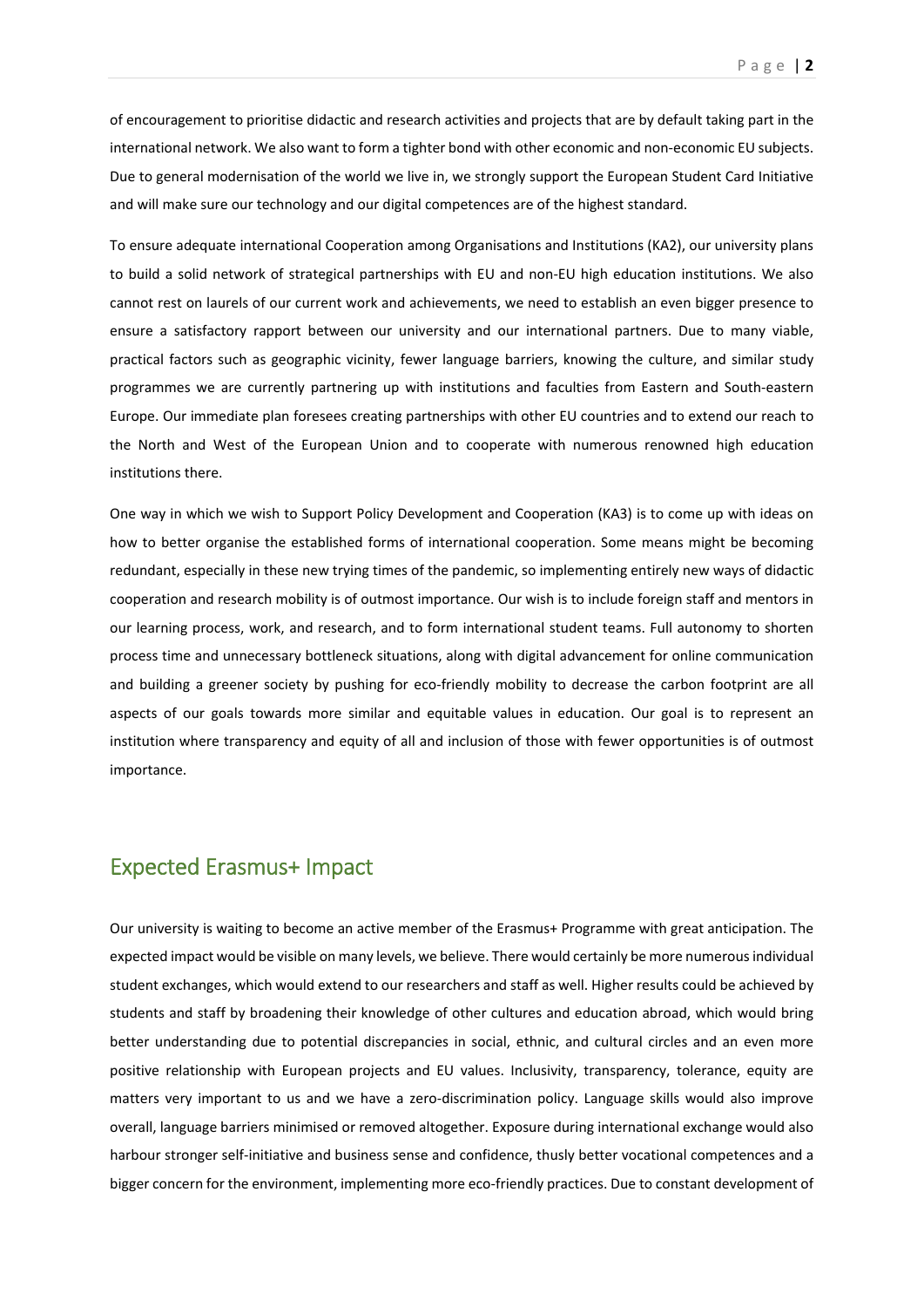of encouragement to prioritise didactic and research activities and projects that are by default taking part in the international network. We also want to form a tighter bond with other economic and non-economic EU subjects. Due to general modernisation of the world we live in, we strongly support the European Student Card Initiative and will make sure our technology and our digital competences are of the highest standard.

To ensure adequate international Cooperation among Organisations and Institutions (KA2), our university plans to build a solid network of strategical partnerships with EU and non-EU high education institutions. We also cannot rest on laurels of our current work and achievements, we need to establish an even bigger presence to ensure a satisfactory rapport between our university and our international partners. Due to many viable, practical factors such as geographic vicinity, fewer language barriers, knowing the culture, and similar study programmes we are currently partnering up with institutions and faculties from Eastern and South-eastern Europe. Our immediate plan foresees creating partnerships with other EU countries and to extend our reach to the North and West of the European Union and to cooperate with numerous renowned high education institutions there.

One way in which we wish to Support Policy Development and Cooperation (KA3) is to come up with ideas on how to better organise the established forms of international cooperation. Some means might be becoming redundant, especially in these new trying times of the pandemic, so implementing entirely new ways of didactic cooperation and research mobility is of outmost importance. Our wish is to include foreign staff and mentors in our learning process, work, and research, and to form international student teams. Full autonomy to shorten process time and unnecessary bottleneck situations, along with digital advancement for online communication and building a greener society by pushing for eco-friendly mobility to decrease the carbon footprint are all aspects of our goals towards more similar and equitable values in education. Our goal is to represent an institution where transparency and equity of all and inclusion of those with fewer opportunities is of outmost importance.

## Expected Erasmus+ Impact

Our university is waiting to become an active member of the Erasmus+ Programme with great anticipation. The expected impact would be visible on many levels, we believe. There would certainly be more numerous individual student exchanges, which would extend to our researchers and staff as well. Higher results could be achieved by students and staff by broadening their knowledge of other cultures and education abroad, which would bring better understanding due to potential discrepancies in social, ethnic, and cultural circles and an even more positive relationship with European projects and EU values. Inclusivity, transparency, tolerance, equity are matters very important to us and we have a zero-discrimination policy. Language skills would also improve overall, language barriers minimised or removed altogether. Exposure during international exchange would also harbour stronger self-initiative and business sense and confidence, thusly better vocational competences and a bigger concern for the environment, implementing more eco-friendly practices. Due to constant development of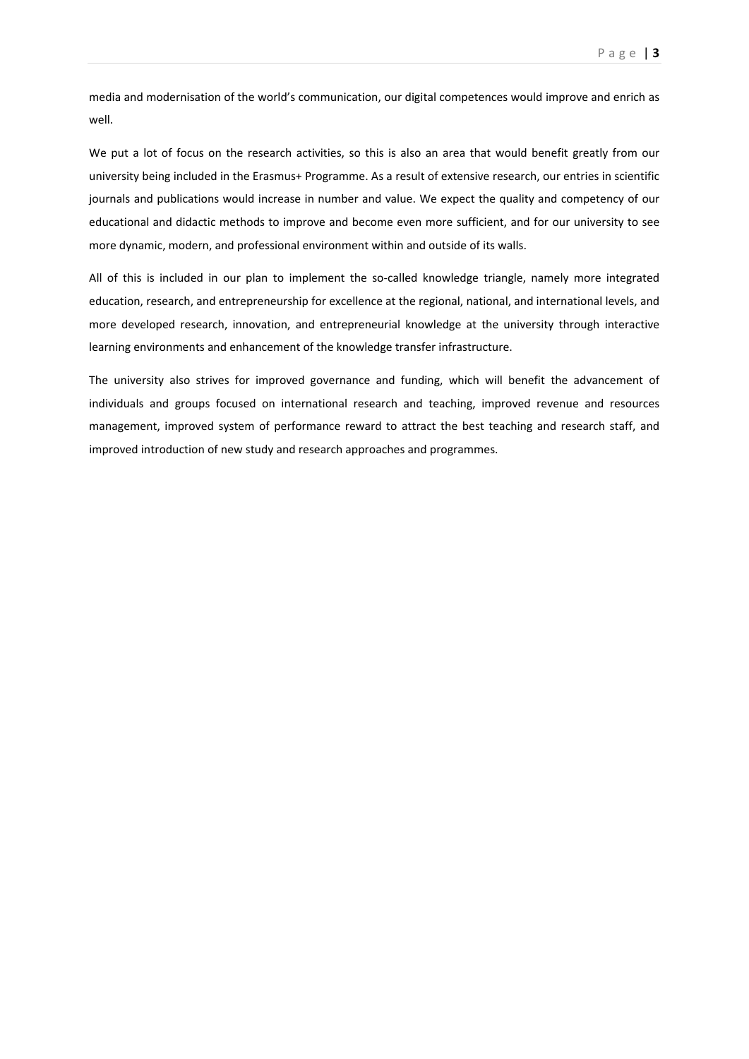media and modernisation of the world's communication, our digital competences would improve and enrich as well.

We put a lot of focus on the research activities, so this is also an area that would benefit greatly from our university being included in the Erasmus+ Programme. As a result of extensive research, our entries in scientific journals and publications would increase in number and value. We expect the quality and competency of our educational and didactic methods to improve and become even more sufficient, and for our university to see more dynamic, modern, and professional environment within and outside of its walls.

All of this is included in our plan to implement the so-called knowledge triangle, namely more integrated education, research, and entrepreneurship for excellence at the regional, national, and international levels, and more developed research, innovation, and entrepreneurial knowledge at the university through interactive learning environments and enhancement of the knowledge transfer infrastructure.

The university also strives for improved governance and funding, which will benefit the advancement of individuals and groups focused on international research and teaching, improved revenue and resources management, improved system of performance reward to attract the best teaching and research staff, and improved introduction of new study and research approaches and programmes.